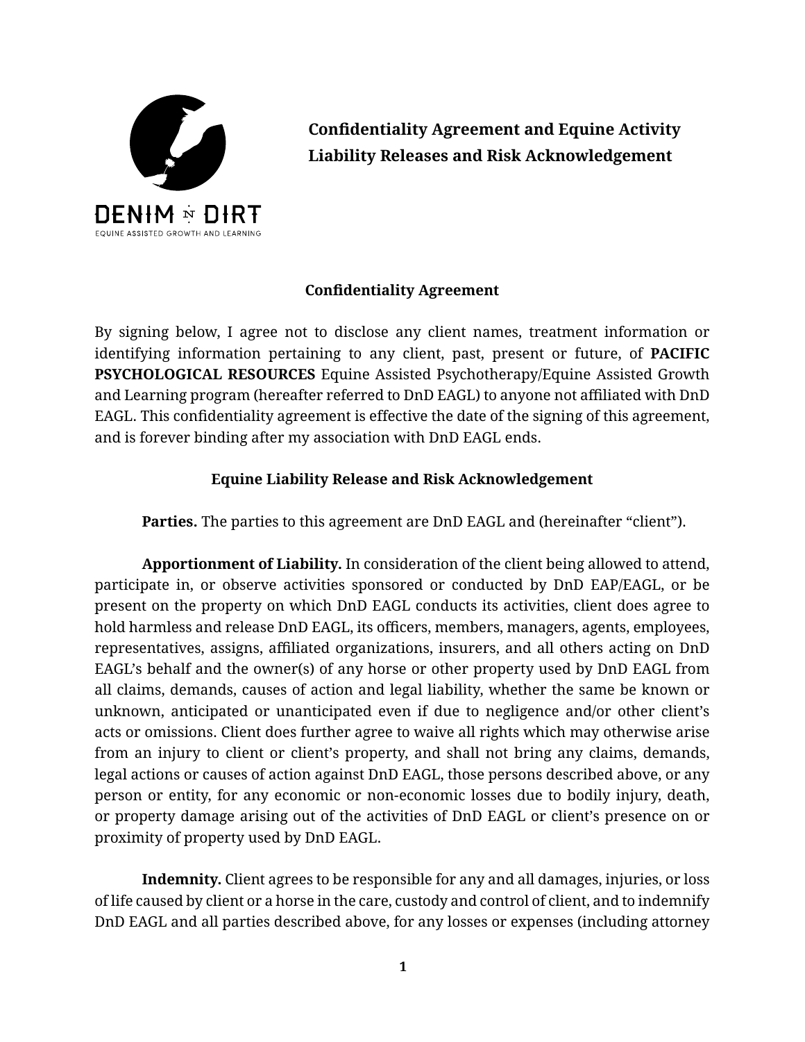DENIM N DIRT

EQUINE ASSISTED GROWTH AND LEARNING

# Confidentiality Agreement and Equine Activity Liability Releases and Risk Acknowledgement

## Confidentiality Agreement

By signing below, I agree not to disclose any client names, treatment information or identifying information pertaining to any client, past, present or future, of **PACIFIC PSYCHOLOGICAL RESOURCES** Equine Assisted Psychotherapy/Equine Assisted Growth and Learning program (hereafter referred to DnD EAGL) to anyone not affiliated with DnD EAGL. This confidentiality agreement is effective the date of the signing of this agreement, and is forever binding after my association with DnD EAGL ends.

## Equine Liability Release and Risk Acknowledgement

**Parties.** The parties to this agreement are DnD EAGL and (hereinafter "client").

**Apportionment of Liability.** In consideration of the client being allowed to attend, participate in, or observe activities sponsored or conducted by DnD EAP/EAGL, or be present on the property on which DnD EAGL conducts its activities, client does agree to hold harmless and release DnD EAGL, its officers, members, managers, agents, employees, representatives, assigns, affiliated organizations, insurers, and all others acting on DnD EAGL's behalf and the owner(s) of any horse or other property used by DnD EAGL from all claims, demands, causes of action and legal liability, whether the same be known or unknown, anticipated or unanticipated even if due to negligence and/or other client's acts or omissions. Client does further agree to waive all rights which may otherwise arise from an injury to client or client's property, and shall not bring any claims, demands, legal actions or causes of action against DnD EAGL, those persons described above, or any person or entity, for any economic or non-economic losses due to bodily injury, death, or property damage arising out of the activities of DnD EAGL or client's presence on or proximity of property used by DnD EAGL.

**Indemnity.** Client agrees to be responsible for any and all damages, injuries, or loss of life caused by client or a horse in the care, custody and control of client, and to indemnify DnD EAGL and all parties described above, for any losses or expenses (including attorney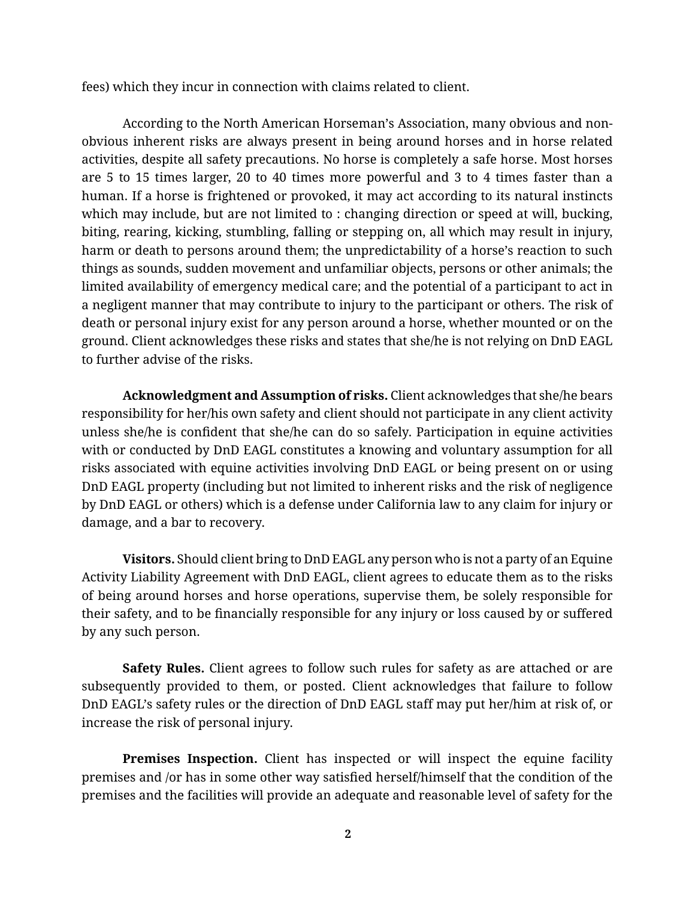fees) which they incur in connection with claims related to client.

According to the North American Horseman's Association, many obvious and non-obvious inherent risks are always present in being around horses and in horse related activities, despite all safety precautions. No horse is completely a safe horse. Most horses are 5 to 15 times larger, 20 to 40 times more powerful and 3 to 4 times faster than a human. If a horse is frightened or provoked, it may act according to its natural instincts which may include, but are not limited to : changing direction or speed at will, bucking, biting, rearing, kicking, stumbling, falling or stepping on, all which may result in injury, harm or death to persons around them; the unpredictability of a horse's reaction to such things as sounds, sudden movement and unfamiliar objects, persons or other animals; the limited availability of emergency medical care; and the potential of a participant to act in a negligent manner that may contribute to injury to the participant or others. The risk of death or personal injury exist for any person around a horse, whether mounted or on the ground. Client acknowledges these risks and states that she/he is not relying on DnD EAGL to further advise of the risks.

**Acknowledgment and Assumption of risks.** Client acknowledges that she/he bears responsibility for her/his own safety and client should not participate in any client activity unless she/he is confident that she/he can do so safely. Participation in equine activities with or conducted by DnD EAGL constitutes a knowing and voluntary assumption for all risks associated with equine activities involving DnD EAGL or being present on or using DnD EAGL property (including but not limited to inherent risks and the risk of negligence by DnD EAGL or others) which is a defense under California law to any claim for injury or damage, and a bar to recovery.

**Visitors.** Should client bring to DnD EAGL any person who is not a party of an Equine Activity Liability Agreement with DnD EAGL, client agrees to educate them as to the risks of being around horses and horse operations, supervise them, be solely responsible for their safety, and to be financially responsible for any injury or loss caused by or suffered by any such person.

**Safety Rules.** Client agrees to follow such rules for safety as are attached or are subsequently provided to them, or posted. Client acknowledges that failure to follow DnD EAGL's safety rules or the direction of DnD EAGL staff may put her/him at risk of, or increase the risk of personal injury.

**Premises Inspection.** Client has inspected or will inspect the equine facility premises and /or has in some other way satisfied herself/himself that the condition of the premises and the facilities will provide an adequate and reasonable level of safety for the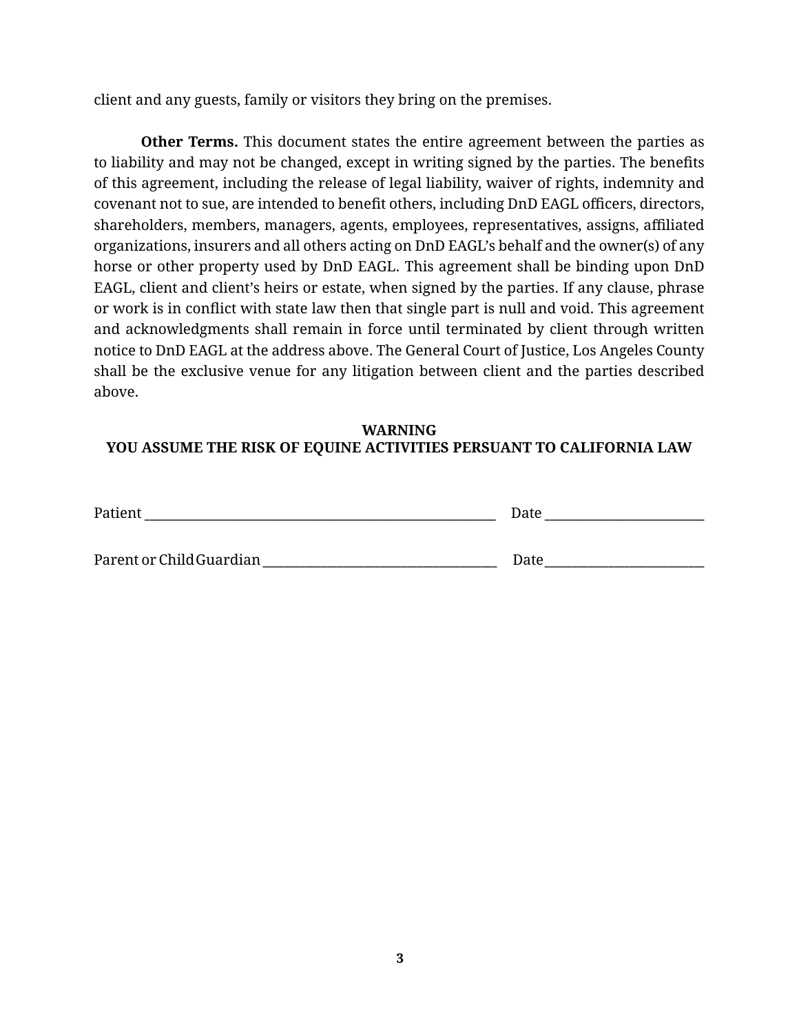client and any guests, family or visitors they bring on the premises.

**Other Terms.** This document states the entire agreement between the parties as to liability and may not be changed, except in writing signed by the parties. The benefits of this agreement, including the release of legal liability, waiver of rights, indemnity and covenant not to sue, are intended to benefit others, including DnD EAGL officers, directors, shareholders, members, managers, agents, employees, representatives, assigns, affiliated organizations, insurers and all others acting on DnD EAGL's behalf and the owner(s) of any horse or other property used by DnD EAGL. This agreement shall be binding upon DnD EAGL, client and client's heirs or estate, when signed by the parties. If any clause, phrase or work is in conflict with state law then that single part is null and void. This agreement and acknowledgments shall remain in force until terminated by client through written notice to DnD EAGL at the address above. The General Court of Justice, Los Angeles County shall be the exclusive venue for any litigation between client and the parties described above.

**WARNING**
**YOU ASSUME THE RISK OF EQUINE ACTIVITIES PERSUANT TO CALIFORNIA LAW**

Patient ________________________________________________ Date ______________________

Parent or Child Guardian ________________________________ Date ______________________